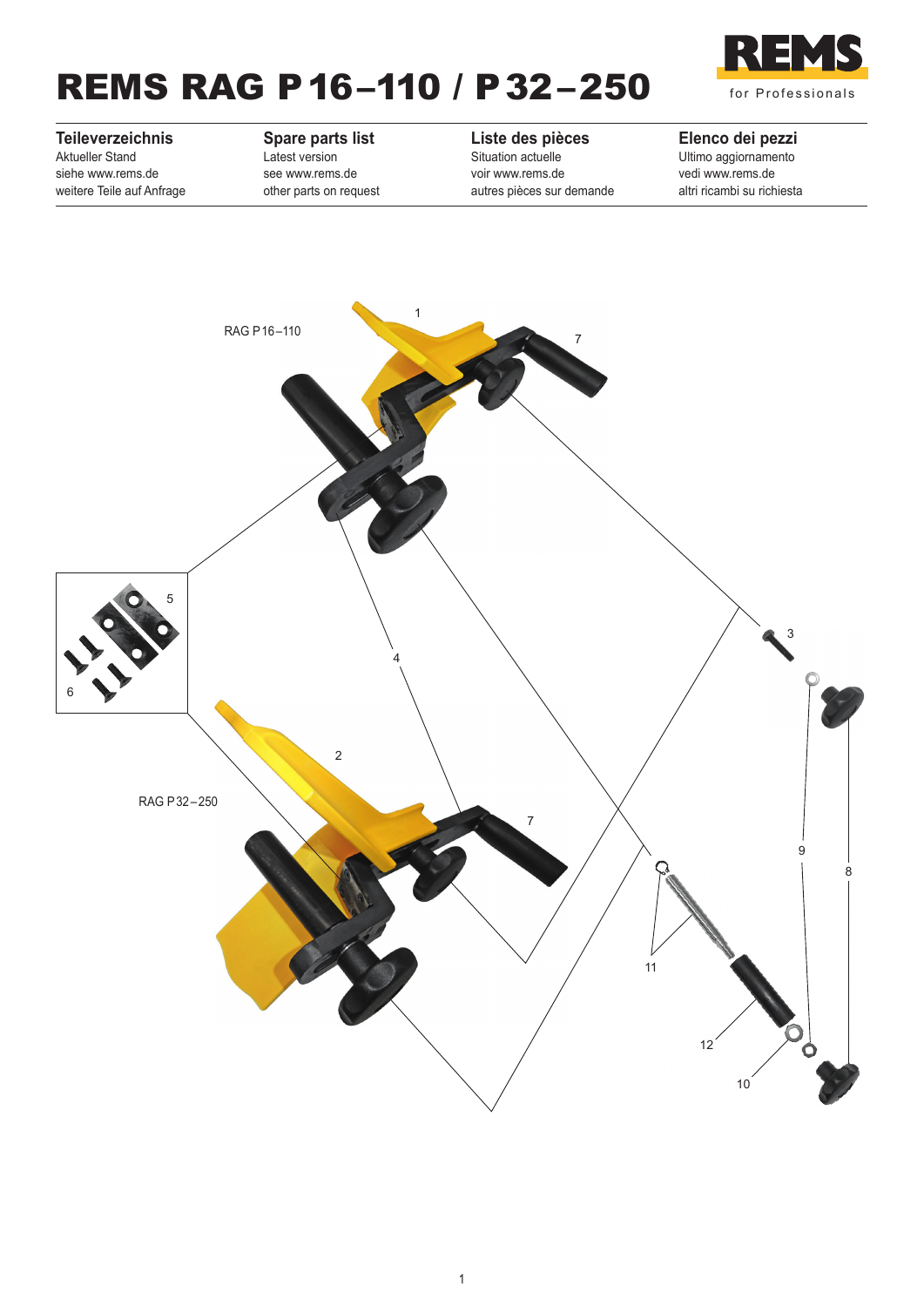# REMS RAG P 16–110 / P 32–250

REMS for Professionals

| Teileverzeichnis | Spare parts list | Liste des pièces | Elenco dei pezzi |
| --- | --- | --- | --- |
| Aktueller Stand | Latest version | Situation actuelle | Ultimo aggiornamento |
| siehe www.rems.de | see www.rems.de | voir www.rems.de | vedi www.rems.de |
| weitere Teile auf Anfrage | other parts on request | autres pièces sur demande | altri ricambi su richiesta |

RAG P16–110

RAG P32–250

1, 2, 3, 4, 5, 6, 7, 8, 9, 10, 11, 12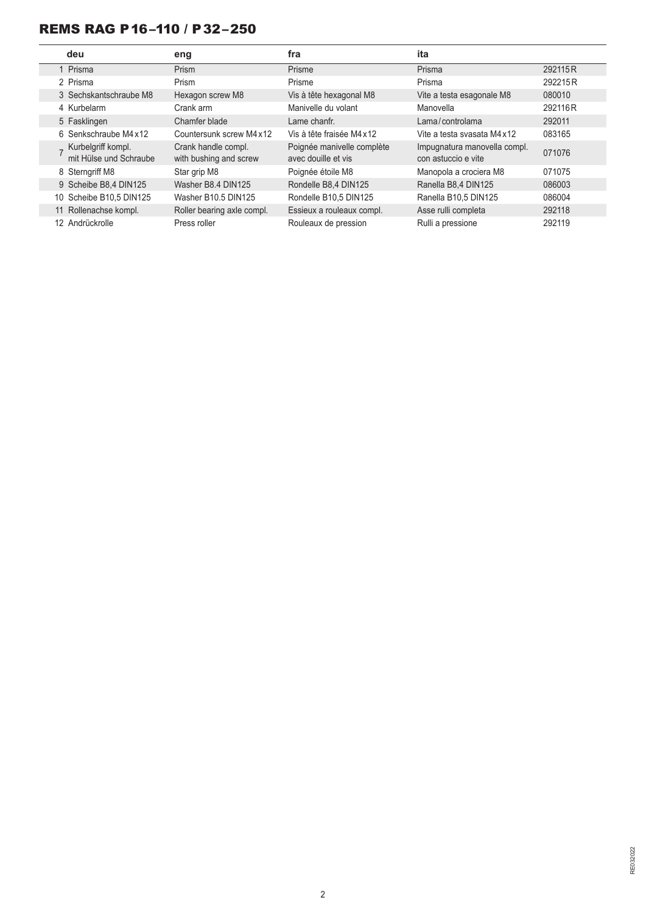## REMS RAG P 16–110 / P 32–250

| | deu | eng | fra | ita | |
|---|---|---|---|---|---|
| 1 | Prisma | Prism | Prisme | Prisma | 292115R |
| 2 | Prisma | Prism | Prisme | Prisma | 292215R |
| 3 | Sechskantschraube M8 | Hexagon screw M8 | Vis à tête hexagonal M8 | Vite a testa esagonale M8 | 080010 |
| 4 | Kurbelarm | Crank arm | Manivelle du volant | Manovella | 292116R |
| 5 | Fasklingen | Chamfer blade | Lame chanfr. | Lama/controlama | 292011 |
| 6 | Senkschraube M4x12 | Countersunk screw M4x12 | Vis à tête fraisée M4x12 | Vite a testa svasata M4x12 | 083165 |
| 7 | Kurbelgriff kompl. mit Hülse und Schraube | Crank handle compl. with bushing and screw | Poignée manivelle complète avec douille et vis | Impugnatura manovella compl. con astuccio e vite | 071076 |
| 8 | Sterngriff M8 | Star grip M8 | Poignée étoile M8 | Manopola a crociera M8 | 071075 |
| 9 | Scheibe B8,4 DIN125 | Washer B8.4 DIN125 | Rondelle B8,4 DIN125 | Ranella B8,4 DIN125 | 086003 |
| 10 | Scheibe B10,5 DIN125 | Washer B10.5 DIN125 | Rondelle B10,5 DIN125 | Ranella B10,5 DIN125 | 086004 |
| 11 | Rollenachse kompl. | Roller bearing axle compl. | Essieux a rouleaux compl. | Asse rulli completa | 292118 |
| 12 | Andrückrolle | Press roller | Rouleaux de pression | Rulli a pressione | 292119 |

RE032022